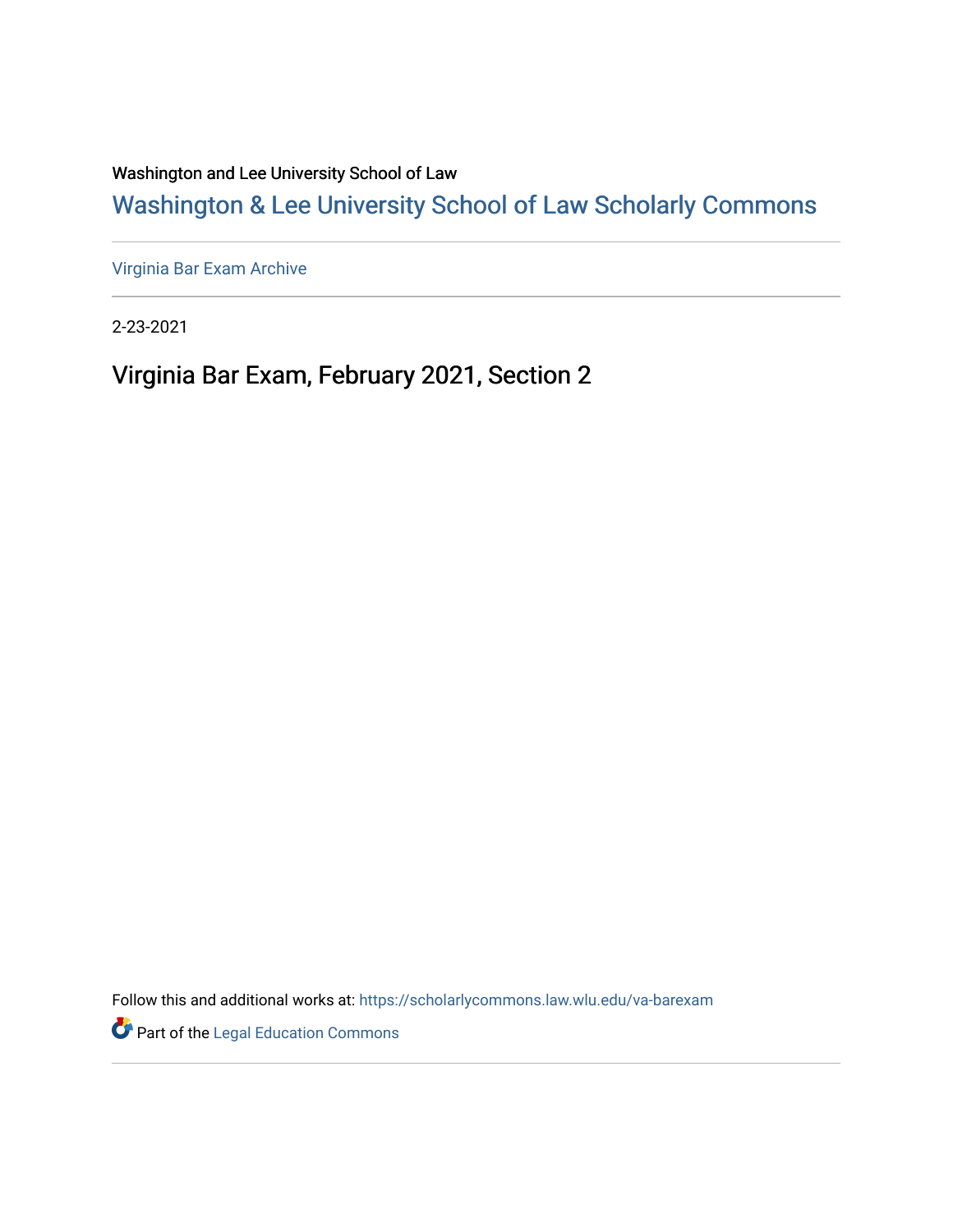Washington and Lee University School of Law

## Washington & Lee University School of Law Scholarly Commons

Virginia Bar Exam Archive

2-23-2021

# Virginia Bar Exam, February 2021, Section 2

Follow this and additional works at: https://scholarlycommons.law.wlu.edu/va-barexam

Part of the Legal Education Commons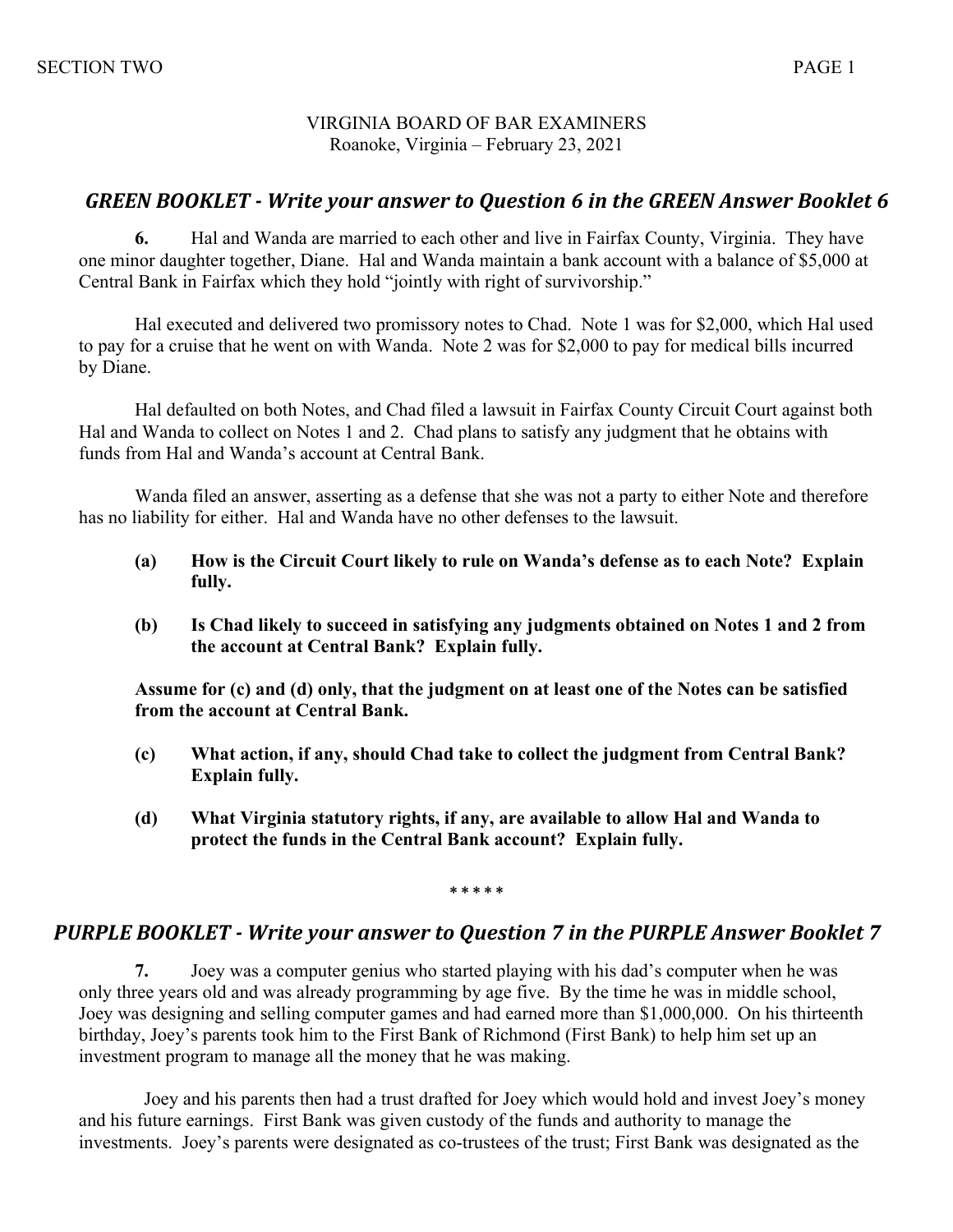VIRGINIA BOARD OF BAR EXAMINERS
Roanoke, Virginia – February 23, 2021

## *GREEN BOOKLET - Write your answer to Question 6 in the GREEN Answer Booklet 6*

**6.** Hal and Wanda are married to each other and live in Fairfax County, Virginia. They have one minor daughter together, Diane. Hal and Wanda maintain a bank account with a balance of $5,000 at Central Bank in Fairfax which they hold "jointly with right of survivorship."

Hal executed and delivered two promissory notes to Chad. Note 1 was for $2,000, which Hal used to pay for a cruise that he went on with Wanda. Note 2 was for $2,000 to pay for medical bills incurred by Diane.

Hal defaulted on both Notes, and Chad filed a lawsuit in Fairfax County Circuit Court against both Hal and Wanda to collect on Notes 1 and 2. Chad plans to satisfy any judgment that he obtains with funds from Hal and Wanda's account at Central Bank.

Wanda filed an answer, asserting as a defense that she was not a party to either Note and therefore has no liability for either. Hal and Wanda have no other defenses to the lawsuit.

**(a) How is the Circuit Court likely to rule on Wanda's defense as to each Note? Explain fully.**

**(b) Is Chad likely to succeed in satisfying any judgments obtained on Notes 1 and 2 from the account at Central Bank? Explain fully.**

**Assume for (c) and (d) only, that the judgment on at least one of the Notes can be satisfied from the account at Central Bank.**

**(c) What action, if any, should Chad take to collect the judgment from Central Bank? Explain fully.**

**(d) What Virginia statutory rights, if any, are available to allow Hal and Wanda to protect the funds in the Central Bank account? Explain fully.**

\* \* \* \* \*

## *PURPLE BOOKLET - Write your answer to Question 7 in the PURPLE Answer Booklet 7*

**7.** Joey was a computer genius who started playing with his dad's computer when he was only three years old and was already programming by age five. By the time he was in middle school, Joey was designing and selling computer games and had earned more than $1,000,000. On his thirteenth birthday, Joey's parents took him to the First Bank of Richmond (First Bank) to help him set up an investment program to manage all the money that he was making.

Joey and his parents then had a trust drafted for Joey which would hold and invest Joey's money and his future earnings. First Bank was given custody of the funds and authority to manage the investments. Joey's parents were designated as co-trustees of the trust; First Bank was designated as the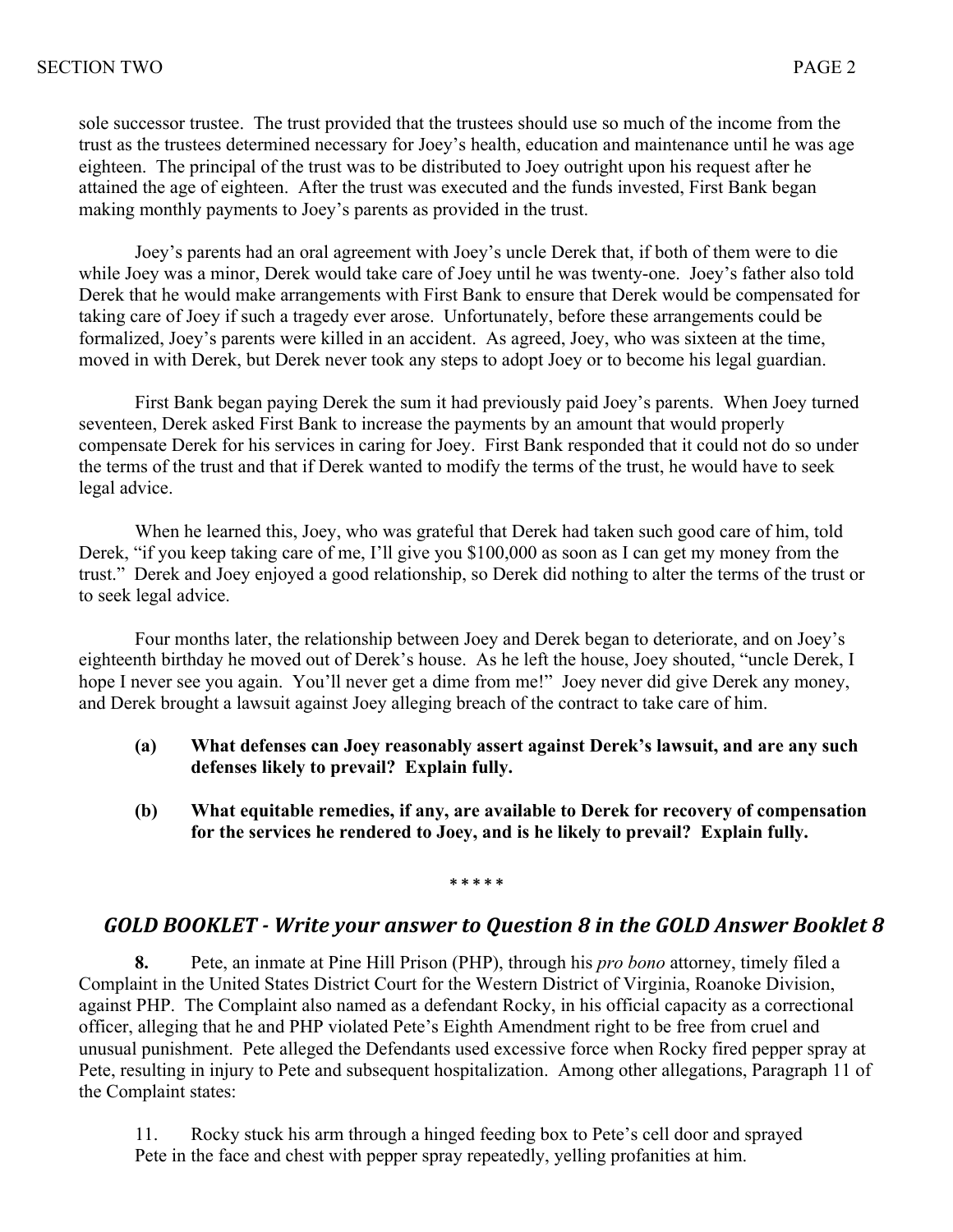sole successor trustee. The trust provided that the trustees should use so much of the income from the trust as the trustees determined necessary for Joey's health, education and maintenance until he was age eighteen. The principal of the trust was to be distributed to Joey outright upon his request after he attained the age of eighteen. After the trust was executed and the funds invested, First Bank began making monthly payments to Joey's parents as provided in the trust.

Joey's parents had an oral agreement with Joey's uncle Derek that, if both of them were to die while Joey was a minor, Derek would take care of Joey until he was twenty-one. Joey's father also told Derek that he would make arrangements with First Bank to ensure that Derek would be compensated for taking care of Joey if such a tragedy ever arose. Unfortunately, before these arrangements could be formalized, Joey's parents were killed in an accident. As agreed, Joey, who was sixteen at the time, moved in with Derek, but Derek never took any steps to adopt Joey or to become his legal guardian.

First Bank began paying Derek the sum it had previously paid Joey's parents. When Joey turned seventeen, Derek asked First Bank to increase the payments by an amount that would properly compensate Derek for his services in caring for Joey. First Bank responded that it could not do so under the terms of the trust and that if Derek wanted to modify the terms of the trust, he would have to seek legal advice.

When he learned this, Joey, who was grateful that Derek had taken such good care of him, told Derek, "if you keep taking care of me, I'll give you $100,000 as soon as I can get my money from the trust." Derek and Joey enjoyed a good relationship, so Derek did nothing to alter the terms of the trust or to seek legal advice.

Four months later, the relationship between Joey and Derek began to deteriorate, and on Joey's eighteenth birthday he moved out of Derek's house. As he left the house, Joey shouted, "uncle Derek, I hope I never see you again. You'll never get a dime from me!" Joey never did give Derek any money, and Derek brought a lawsuit against Joey alleging breach of the contract to take care of him.

**(a) What defenses can Joey reasonably assert against Derek's lawsuit, and are any such defenses likely to prevail? Explain fully.**

**(b) What equitable remedies, if any, are available to Derek for recovery of compensation for the services he rendered to Joey, and is he likely to prevail? Explain fully.**

\* \* \* \* \*

## *GOLD BOOKLET - Write your answer to Question 8 in the GOLD Answer Booklet 8*

**8.** Pete, an inmate at Pine Hill Prison (PHP), through his *pro bono* attorney, timely filed a Complaint in the United States District Court for the Western District of Virginia, Roanoke Division, against PHP. The Complaint also named as a defendant Rocky, in his official capacity as a correctional officer, alleging that he and PHP violated Pete's Eighth Amendment right to be free from cruel and unusual punishment. Pete alleged the Defendants used excessive force when Rocky fired pepper spray at Pete, resulting in injury to Pete and subsequent hospitalization. Among other allegations, Paragraph 11 of the Complaint states:

> 11. Rocky stuck his arm through a hinged feeding box to Pete's cell door and sprayed Pete in the face and chest with pepper spray repeatedly, yelling profanities at him.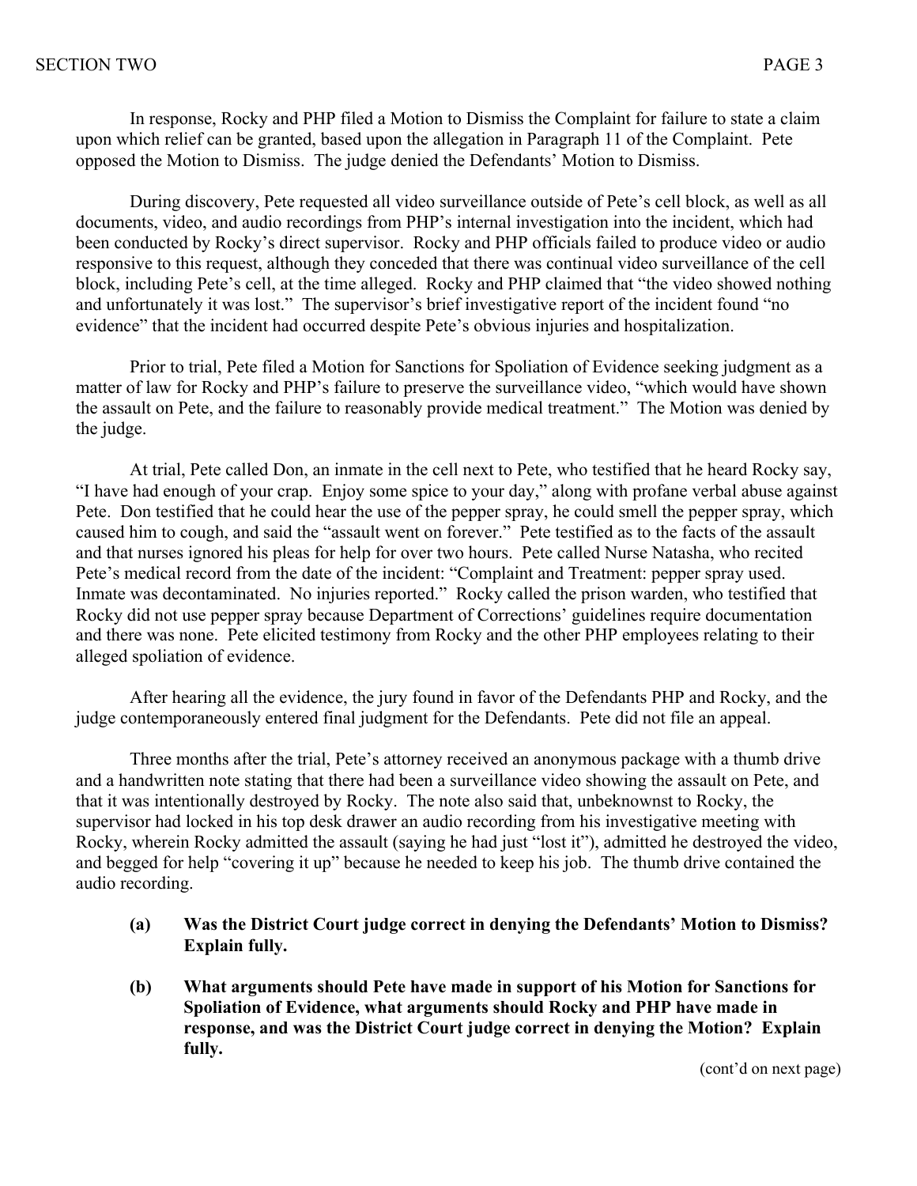In response, Rocky and PHP filed a Motion to Dismiss the Complaint for failure to state a claim upon which relief can be granted, based upon the allegation in Paragraph 11 of the Complaint. Pete opposed the Motion to Dismiss. The judge denied the Defendants' Motion to Dismiss.

During discovery, Pete requested all video surveillance outside of Pete's cell block, as well as all documents, video, and audio recordings from PHP's internal investigation into the incident, which had been conducted by Rocky's direct supervisor. Rocky and PHP officials failed to produce video or audio responsive to this request, although they conceded that there was continual video surveillance of the cell block, including Pete's cell, at the time alleged. Rocky and PHP claimed that "the video showed nothing and unfortunately it was lost." The supervisor's brief investigative report of the incident found "no evidence" that the incident had occurred despite Pete's obvious injuries and hospitalization.

Prior to trial, Pete filed a Motion for Sanctions for Spoliation of Evidence seeking judgment as a matter of law for Rocky and PHP's failure to preserve the surveillance video, "which would have shown the assault on Pete, and the failure to reasonably provide medical treatment." The Motion was denied by the judge.

At trial, Pete called Don, an inmate in the cell next to Pete, who testified that he heard Rocky say, "I have had enough of your crap. Enjoy some spice to your day," along with profane verbal abuse against Pete. Don testified that he could hear the use of the pepper spray, he could smell the pepper spray, which caused him to cough, and said the "assault went on forever." Pete testified as to the facts of the assault and that nurses ignored his pleas for help for over two hours. Pete called Nurse Natasha, who recited Pete's medical record from the date of the incident: "Complaint and Treatment: pepper spray used. Inmate was decontaminated. No injuries reported." Rocky called the prison warden, who testified that Rocky did not use pepper spray because Department of Corrections' guidelines require documentation and there was none. Pete elicited testimony from Rocky and the other PHP employees relating to their alleged spoliation of evidence.

After hearing all the evidence, the jury found in favor of the Defendants PHP and Rocky, and the judge contemporaneously entered final judgment for the Defendants. Pete did not file an appeal.

Three months after the trial, Pete's attorney received an anonymous package with a thumb drive and a handwritten note stating that there had been a surveillance video showing the assault on Pete, and that it was intentionally destroyed by Rocky. The note also said that, unbeknownst to Rocky, the supervisor had locked in his top desk drawer an audio recording from his investigative meeting with Rocky, wherein Rocky admitted the assault (saying he had just "lost it"), admitted he destroyed the video, and begged for help "covering it up" because he needed to keep his job. The thumb drive contained the audio recording.

**(a) Was the District Court judge correct in denying the Defendants' Motion to Dismiss? Explain fully.**

**(b) What arguments should Pete have made in support of his Motion for Sanctions for Spoliation of Evidence, what arguments should Rocky and PHP have made in response, and was the District Court judge correct in denying the Motion? Explain fully.**

(cont'd on next page)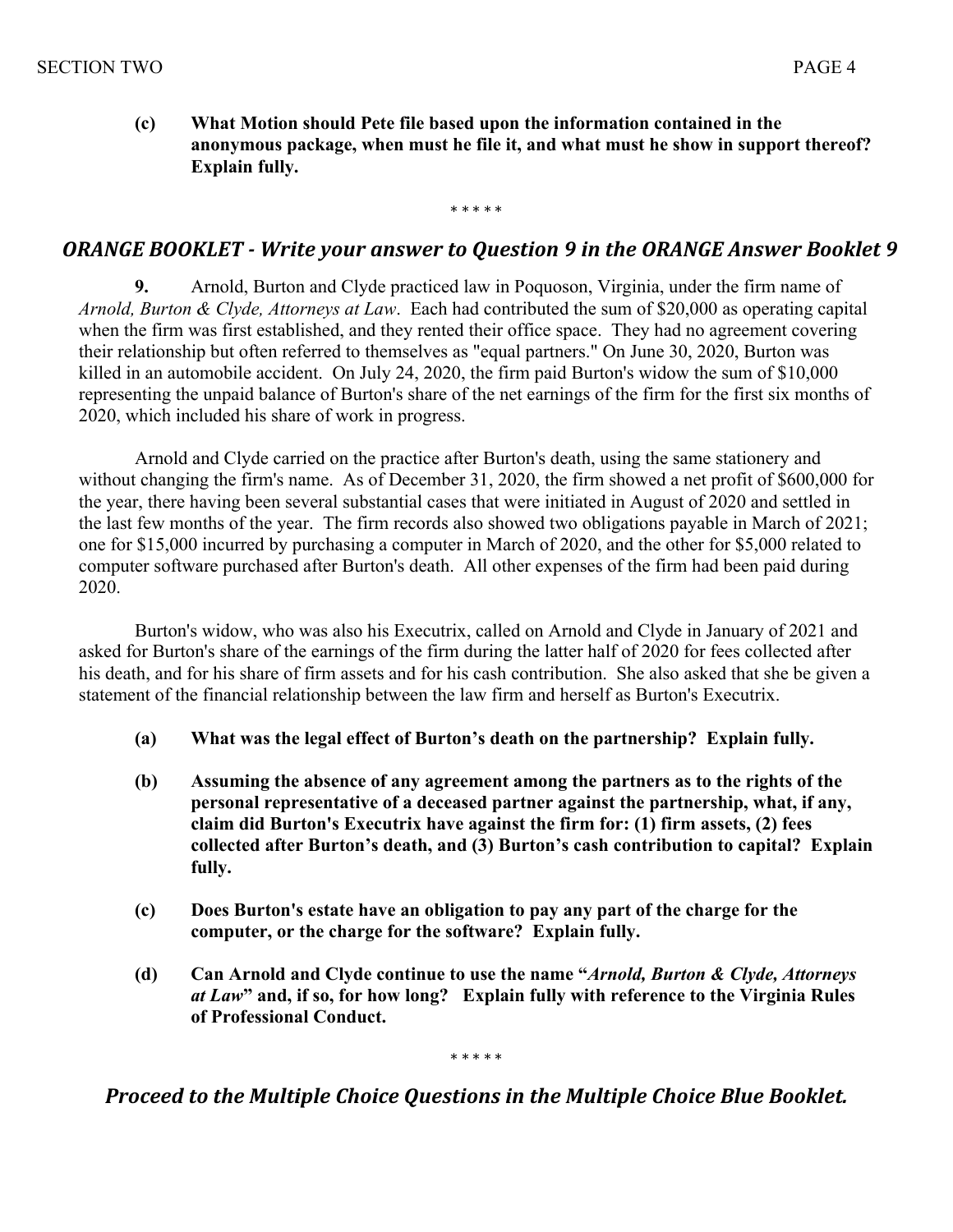**(c) What Motion should Pete file based upon the information contained in the anonymous package, when must he file it, and what must he show in support thereof? Explain fully.**

\* \* \* \* \*

## *ORANGE BOOKLET - Write your answer to Question 9 in the ORANGE Answer Booklet 9*

**9.** Arnold, Burton and Clyde practiced law in Poquoson, Virginia, under the firm name of *Arnold, Burton & Clyde, Attorneys at Law*. Each had contributed the sum of $20,000 as operating capital when the firm was first established, and they rented their office space. They had no agreement covering their relationship but often referred to themselves as "equal partners." On June 30, 2020, Burton was killed in an automobile accident. On July 24, 2020, the firm paid Burton's widow the sum of $10,000 representing the unpaid balance of Burton's share of the net earnings of the firm for the first six months of 2020, which included his share of work in progress.

Arnold and Clyde carried on the practice after Burton's death, using the same stationery and without changing the firm's name. As of December 31, 2020, the firm showed a net profit of $600,000 for the year, there having been several substantial cases that were initiated in August of 2020 and settled in the last few months of the year. The firm records also showed two obligations payable in March of 2021; one for $15,000 incurred by purchasing a computer in March of 2020, and the other for $5,000 related to computer software purchased after Burton's death. All other expenses of the firm had been paid during 2020.

Burton's widow, who was also his Executrix, called on Arnold and Clyde in January of 2021 and asked for Burton's share of the earnings of the firm during the latter half of 2020 for fees collected after his death, and for his share of firm assets and for his cash contribution. She also asked that she be given a statement of the financial relationship between the law firm and herself as Burton's Executrix.

**(a) What was the legal effect of Burton's death on the partnership? Explain fully.**

**(b) Assuming the absence of any agreement among the partners as to the rights of the personal representative of a deceased partner against the partnership, what, if any, claim did Burton's Executrix have against the firm for: (1) firm assets, (2) fees collected after Burton's death, and (3) Burton's cash contribution to capital? Explain fully.**

**(c) Does Burton's estate have an obligation to pay any part of the charge for the computer, or the charge for the software? Explain fully.**

**(d) Can Arnold and Clyde continue to use the name "*Arnold, Burton & Clyde, Attorneys at Law*" and, if so, for how long? Explain fully with reference to the Virginia Rules of Professional Conduct.**

\* \* \* \* \*

## *Proceed to the Multiple Choice Questions in the Multiple Choice Blue Booklet.*